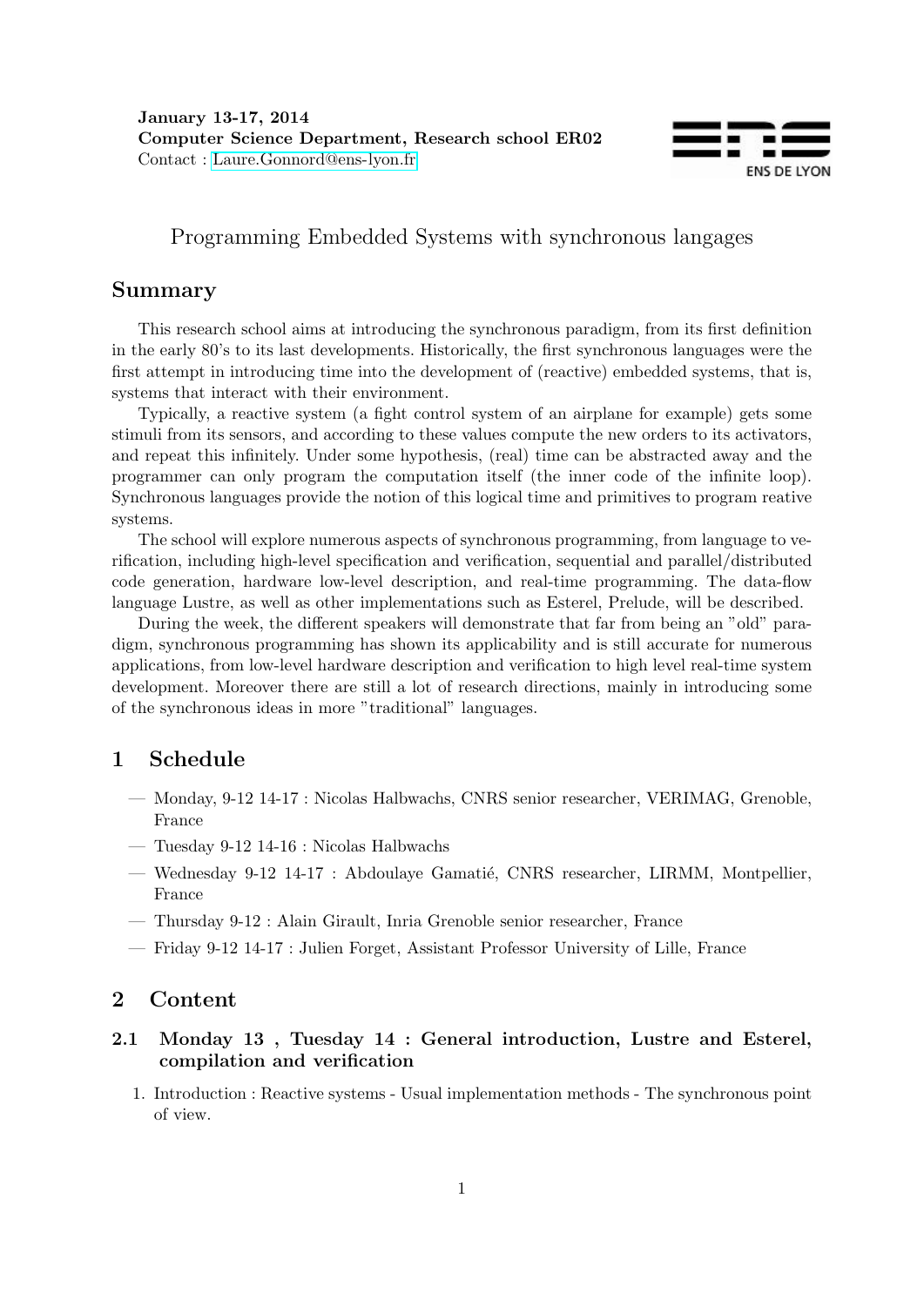**January 13-17, 2014**
**Computer Science Department, Research school ER02**
Contact : Laure.Gonnord@ens-lyon.fr

ENS DE LYON

# Programming Embedded Systems with synchronous langages

## Summary

This research school aims at introducing the synchronous paradigm, from its first definition in the early 80's to its last developments. Historically, the first synchronous languages were the first attempt in introducing time into the development of (reactive) embedded systems, that is, systems that interact with their environment.

Typically, a reactive system (a fight control system of an airplane for example) gets some stimuli from its sensors, and according to these values compute the new orders to its activators, and repeat this infinitely. Under some hypothesis, (real) time can be abstracted away and the programmer can only program the computation itself (the inner code of the infinite loop). Synchronous languages provide the notion of this logical time and primitives to program reative systems.

The school will explore numerous aspects of synchronous programming, from language to verification, including high-level specification and verification, sequential and parallel/distributed code generation, hardware low-level description, and real-time programming. The data-flow language Lustre, as well as other implementations such as Esterel, Prelude, will be described.

During the week, the different speakers will demonstrate that far from being an "old" paradigm, synchronous programming has shown its applicability and is still accurate for numerous applications, from low-level hardware description and verification to high level real-time system development. Moreover there are still a lot of research directions, mainly in introducing some of the synchronous ideas in more "traditional" languages.

## 1 Schedule

- Monday, 9-12 14-17 : Nicolas Halbwachs, CNRS senior researcher, VERIMAG, Grenoble, France
- Tuesday 9-12 14-16 : Nicolas Halbwachs
- Wednesday 9-12 14-17 : Abdoulaye Gamatié, CNRS researcher, LIRMM, Montpellier, France
- Thursday 9-12 : Alain Girault, Inria Grenoble senior researcher, France
- Friday 9-12 14-17 : Julien Forget, Assistant Professor University of Lille, France

## 2 Content

### 2.1 Monday 13 , Tuesday 14 : General introduction, Lustre and Esterel, compilation and verification

1. Introduction : Reactive systems - Usual implementation methods - The synchronous point of view.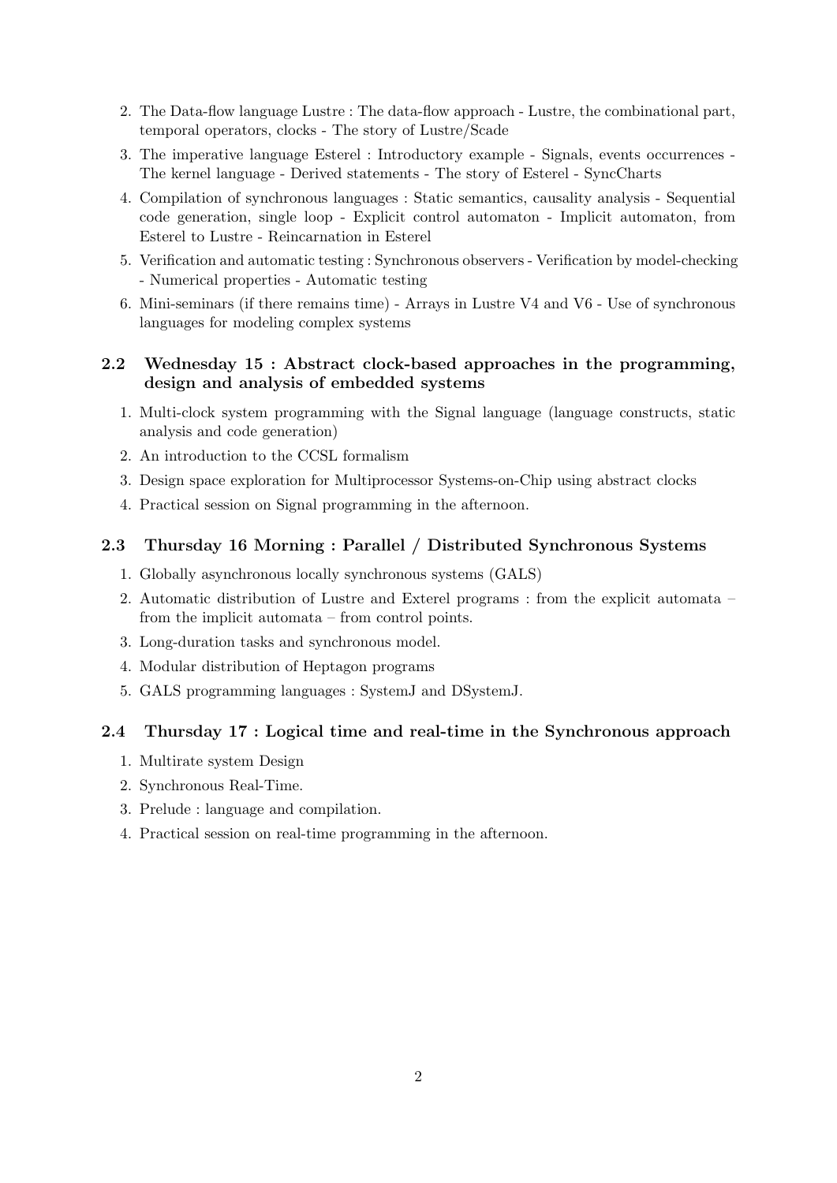2. The Data-flow language Lustre : The data-flow approach - Lustre, the combinational part, temporal operators, clocks - The story of Lustre/Scade
3. The imperative language Esterel : Introductory example - Signals, events occurrences - The kernel language - Derived statements - The story of Esterel - SyncCharts
4. Compilation of synchronous languages : Static semantics, causality analysis - Sequential code generation, single loop - Explicit control automaton - Implicit automaton, from Esterel to Lustre - Reincarnation in Esterel
5. Verification and automatic testing : Synchronous observers - Verification by model-checking - Numerical properties - Automatic testing
6. Mini-seminars (if there remains time) - Arrays in Lustre V4 and V6 - Use of synchronous languages for modeling complex systems

## 2.2 Wednesday 15 : Abstract clock-based approaches in the programming, design and analysis of embedded systems

1. Multi-clock system programming with the Signal language (language constructs, static analysis and code generation)
2. An introduction to the CCSL formalism
3. Design space exploration for Multiprocessor Systems-on-Chip using abstract clocks
4. Practical session on Signal programming in the afternoon.

## 2.3 Thursday 16 Morning : Parallel / Distributed Synchronous Systems

1. Globally asynchronous locally synchronous systems (GALS)
2. Automatic distribution of Lustre and Exterel programs : from the explicit automata – from the implicit automata – from control points.
3. Long-duration tasks and synchronous model.
4. Modular distribution of Heptagon programs
5. GALS programming languages : SystemJ and DSystemJ.

## 2.4 Thursday 17 : Logical time and real-time in the Synchronous approach

1. Multirate system Design
2. Synchronous Real-Time.
3. Prelude : language and compilation.
4. Practical session on real-time programming in the afternoon.